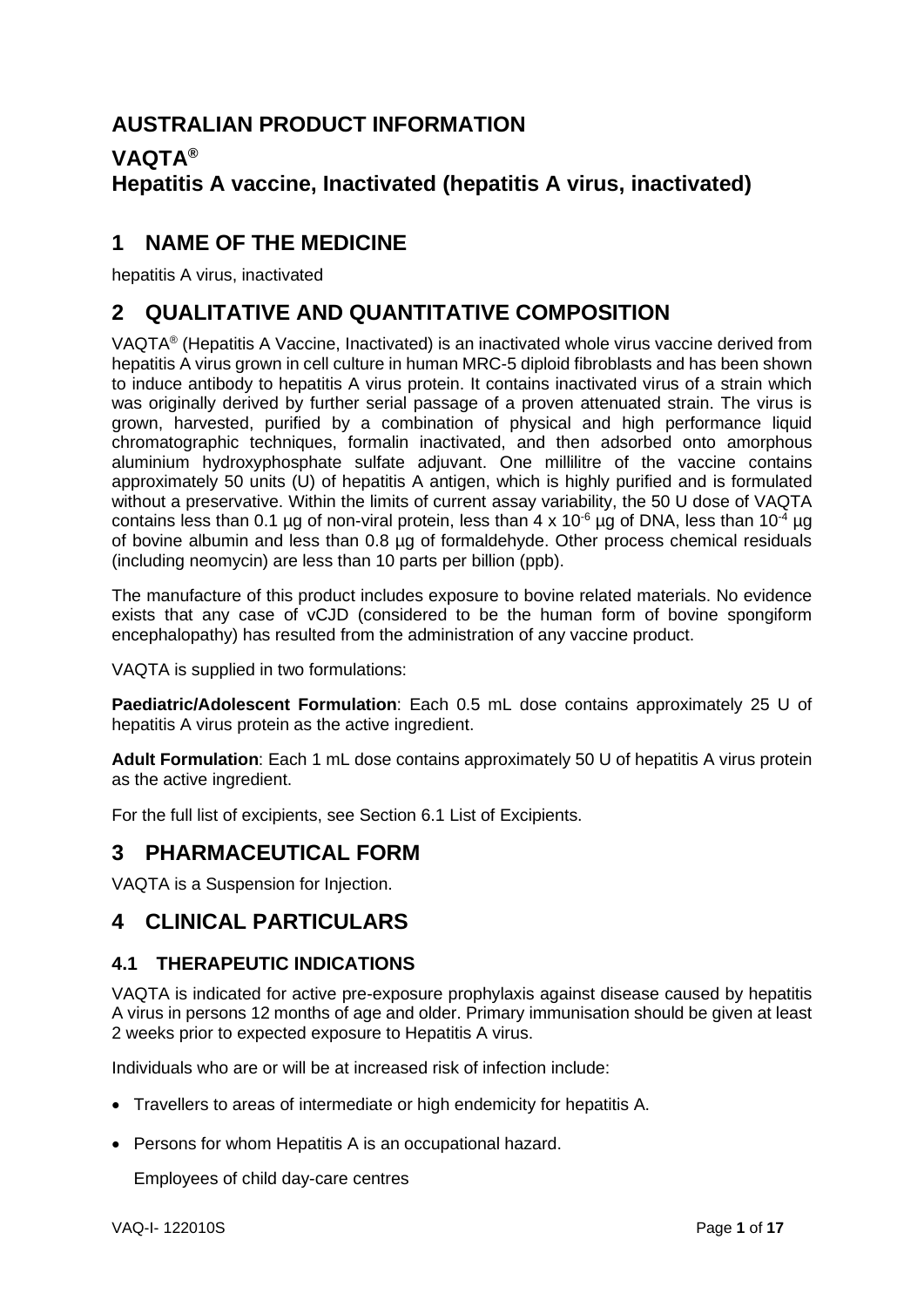# AUSTRALIAN PRODUCT INFORMATION

# VAQTA®

# Hepatitis A vaccine, Inactivated (hepatitis A virus, inactivated)

## 1 NAME OF THE MEDICINE

hepatitis A virus, inactivated

## 2 QUALITATIVE AND QUANTITATIVE COMPOSITION

VAQTA® (Hepatitis A Vaccine, Inactivated) is an inactivated whole virus vaccine derived from hepatitis A virus grown in cell culture in human MRC-5 diploid fibroblasts and has been shown to induce antibody to hepatitis A virus protein. It contains inactivated virus of a strain which was originally derived by further serial passage of a proven attenuated strain. The virus is grown, harvested, purified by a combination of physical and high performance liquid chromatographic techniques, formalin inactivated, and then adsorbed onto amorphous aluminium hydroxyphosphate sulfate adjuvant. One millilitre of the vaccine contains approximately 50 units (U) of hepatitis A antigen, which is highly purified and is formulated without a preservative. Within the limits of current assay variability, the 50 U dose of VAQTA contains less than 0.1 µg of non-viral protein, less than $4 \times 10^{-6}$ µg of DNA, less than $10^{-4}$ µg of bovine albumin and less than 0.8 µg of formaldehyde. Other process chemical residuals (including neomycin) are less than 10 parts per billion (ppb).

The manufacture of this product includes exposure to bovine related materials. No evidence exists that any case of vCJD (considered to be the human form of bovine spongiform encephalopathy) has resulted from the administration of any vaccine product.

VAQTA is supplied in two formulations:

**Paediatric/Adolescent Formulation**: Each 0.5 mL dose contains approximately 25 U of hepatitis A virus protein as the active ingredient.

**Adult Formulation**: Each 1 mL dose contains approximately 50 U of hepatitis A virus protein as the active ingredient.

For the full list of excipients, see Section 6.1 List of Excipients.

## 3 PHARMACEUTICAL FORM

VAQTA is a Suspension for Injection.

## 4 CLINICAL PARTICULARS

### 4.1 THERAPEUTIC INDICATIONS

VAQTA is indicated for active pre-exposure prophylaxis against disease caused by hepatitis A virus in persons 12 months of age and older. Primary immunisation should be given at least 2 weeks prior to expected exposure to Hepatitis A virus.

Individuals who are or will be at increased risk of infection include:

- Travellers to areas of intermediate or high endemicity for hepatitis A.
- Persons for whom Hepatitis A is an occupational hazard.

  Employees of child day-care centres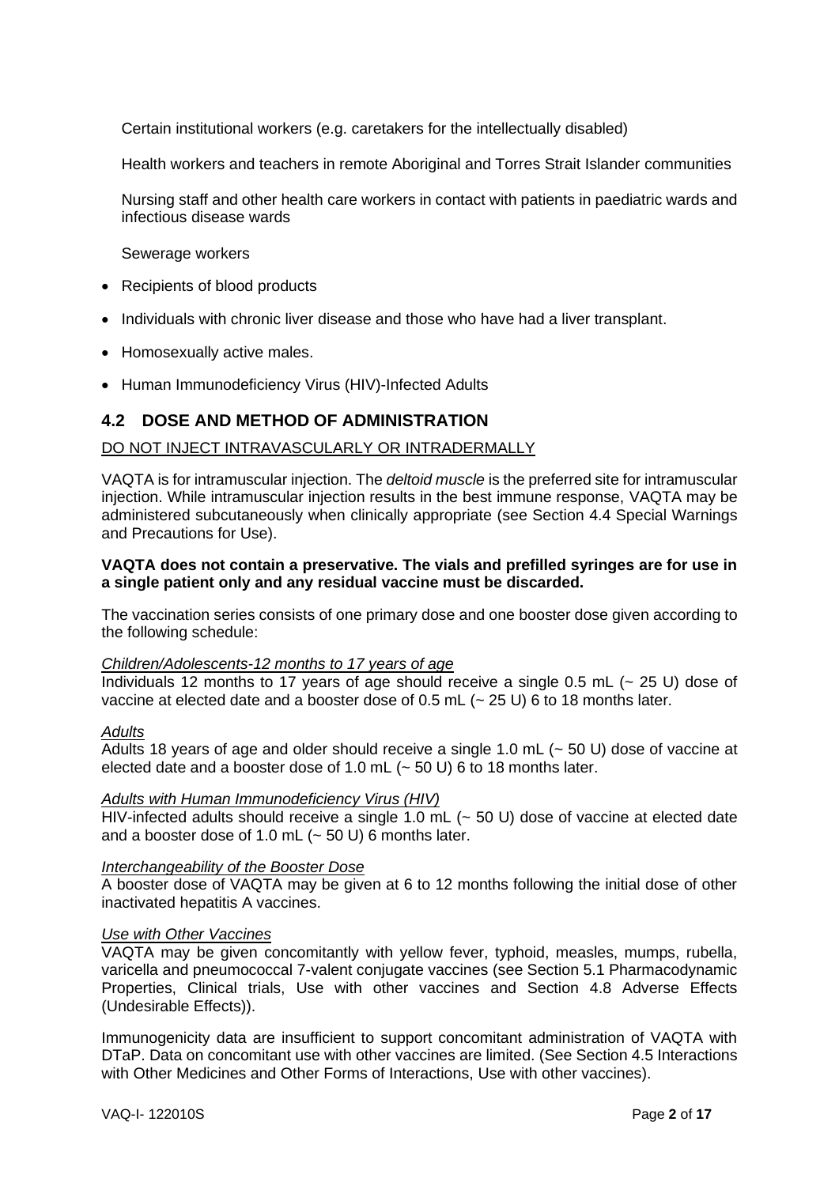Certain institutional workers (e.g. caretakers for the intellectually disabled)

Health workers and teachers in remote Aboriginal and Torres Strait Islander communities

Nursing staff and other health care workers in contact with patients in paediatric wards and infectious disease wards

Sewerage workers

- Recipients of blood products
- Individuals with chronic liver disease and those who have had a liver transplant.
- Homosexually active males.
- Human Immunodeficiency Virus (HIV)-Infected Adults

## 4.2 DOSE AND METHOD OF ADMINISTRATION

<u>DO NOT INJECT INTRAVASCULARLY OR INTRADERMALLY</u>

VAQTA is for intramuscular injection. The *deltoid muscle* is the preferred site for intramuscular injection. While intramuscular injection results in the best immune response, VAQTA may be administered subcutaneously when clinically appropriate (see Section 4.4 Special Warnings and Precautions for Use).

**VAQTA does not contain a preservative. The vials and prefilled syringes are for use in a single patient only and any residual vaccine must be discarded.**

The vaccination series consists of one primary dose and one booster dose given according to the following schedule:

*<u>Children/Adolescents-12 months to 17 years of age</u>*
Individuals 12 months to 17 years of age should receive a single 0.5 mL (~ 25 U) dose of vaccine at elected date and a booster dose of 0.5 mL (~ 25 U) 6 to 18 months later.

*<u>Adults</u>*
Adults 18 years of age and older should receive a single 1.0 mL (~ 50 U) dose of vaccine at elected date and a booster dose of 1.0 mL (~ 50 U) 6 to 18 months later.

*<u>Adults with Human Immunodeficiency Virus (HIV)</u>*
HIV-infected adults should receive a single 1.0 mL (~ 50 U) dose of vaccine at elected date and a booster dose of 1.0 mL (~ 50 U) 6 months later.

*<u>Interchangeability of the Booster Dose</u>*
A booster dose of VAQTA may be given at 6 to 12 months following the initial dose of other inactivated hepatitis A vaccines.

*<u>Use with Other Vaccines</u>*
VAQTA may be given concomitantly with yellow fever, typhoid, measles, mumps, rubella, varicella and pneumococcal 7-valent conjugate vaccines (see Section 5.1 Pharmacodynamic Properties, Clinical trials, Use with other vaccines and Section 4.8 Adverse Effects (Undesirable Effects)).

Immunogenicity data are insufficient to support concomitant administration of VAQTA with DTaP. Data on concomitant use with other vaccines are limited. (See Section 4.5 Interactions with Other Medicines and Other Forms of Interactions, Use with other vaccines).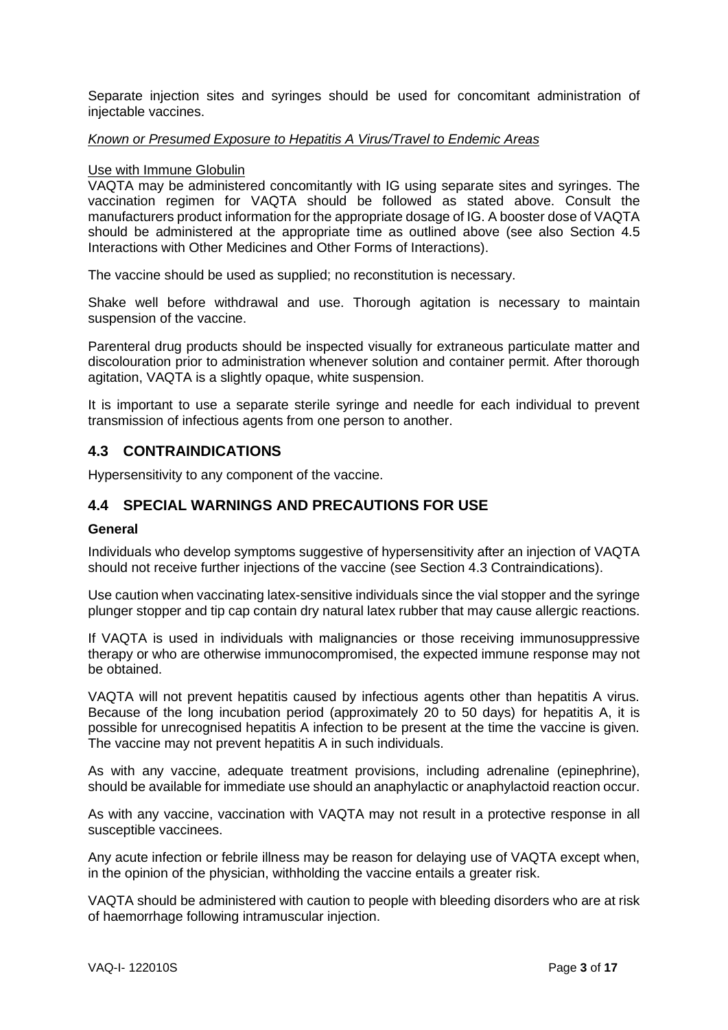Separate injection sites and syringes should be used for concomitant administration of injectable vaccines.

*Known or Presumed Exposure to Hepatitis A Virus/Travel to Endemic Areas*

Use with Immune Globulin

VAQTA may be administered concomitantly with IG using separate sites and syringes. The vaccination regimen for VAQTA should be followed as stated above. Consult the manufacturers product information for the appropriate dosage of IG. A booster dose of VAQTA should be administered at the appropriate time as outlined above (see also Section 4.5 Interactions with Other Medicines and Other Forms of Interactions).

The vaccine should be used as supplied; no reconstitution is necessary.

Shake well before withdrawal and use. Thorough agitation is necessary to maintain suspension of the vaccine.

Parenteral drug products should be inspected visually for extraneous particulate matter and discolouration prior to administration whenever solution and container permit. After thorough agitation, VAQTA is a slightly opaque, white suspension.

It is important to use a separate sterile syringe and needle for each individual to prevent transmission of infectious agents from one person to another.

## 4.3 CONTRAINDICATIONS

Hypersensitivity to any component of the vaccine.

## 4.4 SPECIAL WARNINGS AND PRECAUTIONS FOR USE

**General**

Individuals who develop symptoms suggestive of hypersensitivity after an injection of VAQTA should not receive further injections of the vaccine (see Section 4.3 Contraindications).

Use caution when vaccinating latex-sensitive individuals since the vial stopper and the syringe plunger stopper and tip cap contain dry natural latex rubber that may cause allergic reactions.

If VAQTA is used in individuals with malignancies or those receiving immunosuppressive therapy or who are otherwise immunocompromised, the expected immune response may not be obtained.

VAQTA will not prevent hepatitis caused by infectious agents other than hepatitis A virus. Because of the long incubation period (approximately 20 to 50 days) for hepatitis A, it is possible for unrecognised hepatitis A infection to be present at the time the vaccine is given. The vaccine may not prevent hepatitis A in such individuals.

As with any vaccine, adequate treatment provisions, including adrenaline (epinephrine), should be available for immediate use should an anaphylactic or anaphylactoid reaction occur.

As with any vaccine, vaccination with VAQTA may not result in a protective response in all susceptible vaccinees.

Any acute infection or febrile illness may be reason for delaying use of VAQTA except when, in the opinion of the physician, withholding the vaccine entails a greater risk.

VAQTA should be administered with caution to people with bleeding disorders who are at risk of haemorrhage following intramuscular injection.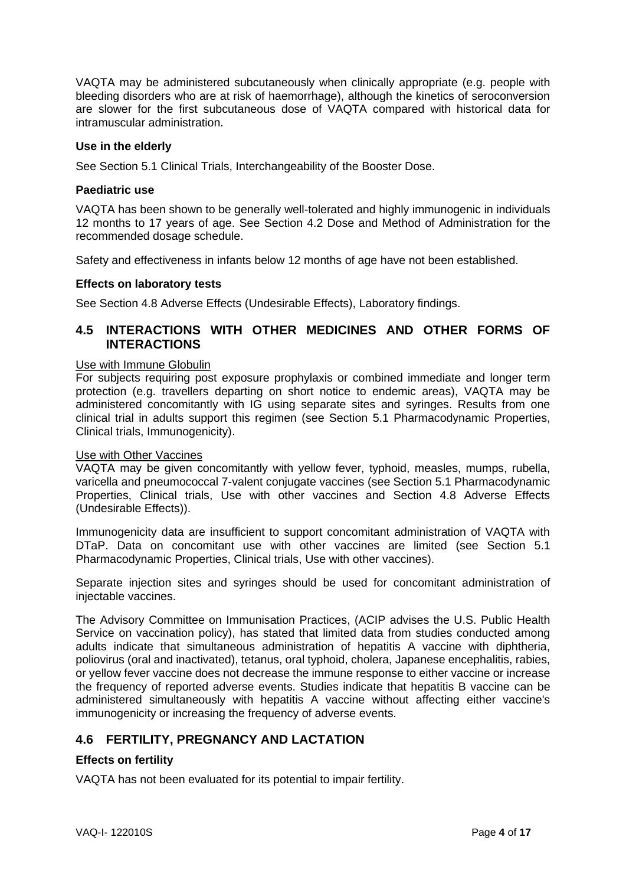VAQTA may be administered subcutaneously when clinically appropriate (e.g. people with bleeding disorders who are at risk of haemorrhage), although the kinetics of seroconversion are slower for the first subcutaneous dose of VAQTA compared with historical data for intramuscular administration.

### Use in the elderly

See Section 5.1 Clinical Trials, Interchangeability of the Booster Dose.

### Paediatric use

VAQTA has been shown to be generally well-tolerated and highly immunogenic in individuals 12 months to 17 years of age. See Section 4.2 Dose and Method of Administration for the recommended dosage schedule.

Safety and effectiveness in infants below 12 months of age have not been established.

### Effects on laboratory tests

See Section 4.8 Adverse Effects (Undesirable Effects), Laboratory findings.

## 4.5 INTERACTIONS WITH OTHER MEDICINES AND OTHER FORMS OF INTERACTIONS

<u>Use with Immune Globulin</u>

For subjects requiring post exposure prophylaxis or combined immediate and longer term protection (e.g. travellers departing on short notice to endemic areas), VAQTA may be administered concomitantly with IG using separate sites and syringes. Results from one clinical trial in adults support this regimen (see Section 5.1 Pharmacodynamic Properties, Clinical trials, Immunogenicity).

<u>Use with Other Vaccines</u>

VAQTA may be given concomitantly with yellow fever, typhoid, measles, mumps, rubella, varicella and pneumococcal 7-valent conjugate vaccines (see Section 5.1 Pharmacodynamic Properties, Clinical trials, Use with other vaccines and Section 4.8 Adverse Effects (Undesirable Effects)).

Immunogenicity data are insufficient to support concomitant administration of VAQTA with DTaP. Data on concomitant use with other vaccines are limited (see Section 5.1 Pharmacodynamic Properties, Clinical trials, Use with other vaccines).

Separate injection sites and syringes should be used for concomitant administration of injectable vaccines.

The Advisory Committee on Immunisation Practices, (ACIP advises the U.S. Public Health Service on vaccination policy), has stated that limited data from studies conducted among adults indicate that simultaneous administration of hepatitis A vaccine with diphtheria, poliovirus (oral and inactivated), tetanus, oral typhoid, cholera, Japanese encephalitis, rabies, or yellow fever vaccine does not decrease the immune response to either vaccine or increase the frequency of reported adverse events. Studies indicate that hepatitis B vaccine can be administered simultaneously with hepatitis A vaccine without affecting either vaccine's immunogenicity or increasing the frequency of adverse events.

## 4.6 FERTILITY, PREGNANCY AND LACTATION

### Effects on fertility

VAQTA has not been evaluated for its potential to impair fertility.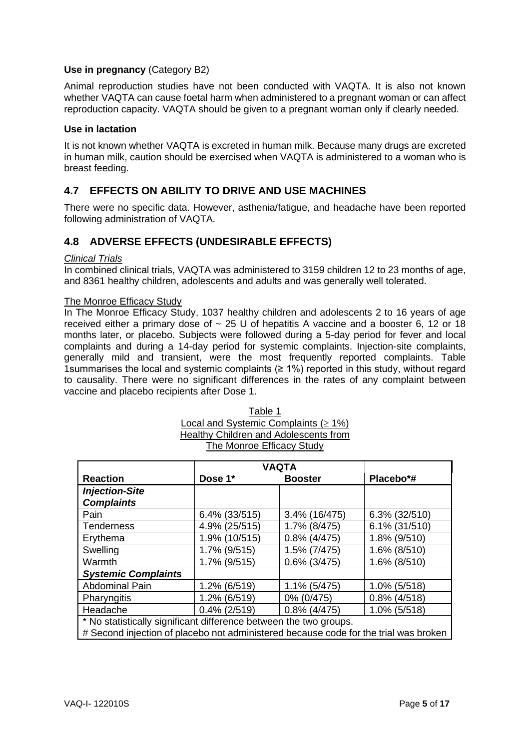**Use in pregnancy** (Category B2)

Animal reproduction studies have not been conducted with VAQTA. It is also not known whether VAQTA can cause foetal harm when administered to a pregnant woman or can affect reproduction capacity. VAQTA should be given to a pregnant woman only if clearly needed.

**Use in lactation**

It is not known whether VAQTA is excreted in human milk. Because many drugs are excreted in human milk, caution should be exercised when VAQTA is administered to a woman who is breast feeding.

## 4.7 EFFECTS ON ABILITY TO DRIVE AND USE MACHINES

There were no specific data. However, asthenia/fatigue, and headache have been reported following administration of VAQTA.

## 4.8 ADVERSE EFFECTS (UNDESIRABLE EFFECTS)

*Clinical Trials*

In combined clinical trials, VAQTA was administered to 3159 children 12 to 23 months of age, and 8361 healthy children, adolescents and adults and was generally well tolerated.

The Monroe Efficacy Study

In The Monroe Efficacy Study, 1037 healthy children and adolescents 2 to 16 years of age received either a primary dose of ~ 25 U of hepatitis A vaccine and a booster 6, 12 or 18 months later, or placebo. Subjects were followed during a 5-day period for fever and local complaints and during a 14-day period for systemic complaints. Injection-site complaints, generally mild and transient, were the most frequently reported complaints. Table 1summarises the local and systemic complaints (≥ 1%) reported in this study, without regard to causality. There were no significant differences in the rates of any complaint between vaccine and placebo recipients after Dose 1.

Table 1
Local and Systemic Complaints (≥ 1%)
Healthy Children and Adolescents from
The Monroe Efficacy Study

| | VAQTA | | |
|---|---|---|---|
| **Reaction** | **Dose 1*** | **Booster** | **Placebo*#** |
| ***Injection-Site Complaints*** | | | |
| Pain | 6.4% (33/515) | 3.4% (16/475) | 6.3% (32/510) |
| Tenderness | 4.9% (25/515) | 1.7% (8/475) | 6.1% (31/510) |
| Erythema | 1.9% (10/515) | 0.8% (4/475) | 1.8% (9/510) |
| Swelling | 1.7% (9/515) | 1.5% (7/475) | 1.6% (8/510) |
| Warmth | 1.7% (9/515) | 0.6% (3/475) | 1.6% (8/510) |
| ***Systemic Complaints*** | | | |
| Abdominal Pain | 1.2% (6/519) | 1.1% (5/475) | 1.0% (5/518) |
| Pharyngitis | 1.2% (6/519) | 0% (0/475) | 0.8% (4/518) |
| Headache | 0.4% (2/519) | 0.8% (4/475) | 1.0% (5/518) |

\* No statistically significant difference between the two groups.
# Second injection of placebo not administered because code for the trial was broken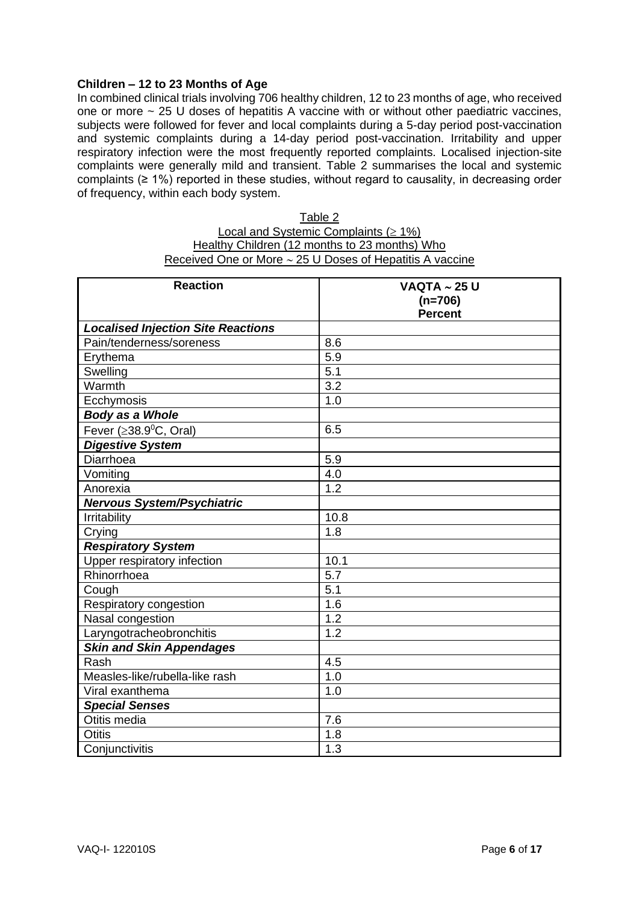**Children – 12 to 23 Months of Age**

In combined clinical trials involving 706 healthy children, 12 to 23 months of age, who received one or more ~ 25 U doses of hepatitis A vaccine with or without other paediatric vaccines, subjects were followed for fever and local complaints during a 5-day period post-vaccination and systemic complaints during a 14-day period post-vaccination. Irritability and upper respiratory infection were the most frequently reported complaints. Localised injection-site complaints were generally mild and transient. Table 2 summarises the local and systemic complaints (≥ 1%) reported in these studies, without regard to causality, in decreasing order of frequency, within each body system.

Table 2
Local and Systemic Complaints (≥ 1%)
Healthy Children (12 months to 23 months) Who
Received One or More ~ 25 U Doses of Hepatitis A vaccine

| Reaction | VAQTA ~ 25 U (n=706) Percent |
|---|---|
| ***Localised Injection Site Reactions*** | |
| Pain/tenderness/soreness | 8.6 |
| Erythema | 5.9 |
| Swelling | 5.1 |
| Warmth | 3.2 |
| Ecchymosis | 1.0 |
| ***Body as a Whole*** | |
| Fever (≥38.9$^{0}$C, Oral) | 6.5 |
| ***Digestive System*** | |
| Diarrhoea | 5.9 |
| Vomiting | 4.0 |
| Anorexia | 1.2 |
| ***Nervous System/Psychiatric*** | |
| Irritability | 10.8 |
| Crying | 1.8 |
| ***Respiratory System*** | |
| Upper respiratory infection | 10.1 |
| Rhinorrhoea | 5.7 |
| Cough | 5.1 |
| Respiratory congestion | 1.6 |
| Nasal congestion | 1.2 |
| Laryngotracheobronchitis | 1.2 |
| ***Skin and Skin Appendages*** | |
| Rash | 4.5 |
| Measles-like/rubella-like rash | 1.0 |
| Viral exanthema | 1.0 |
| ***Special Senses*** | |
| Otitis media | 7.6 |
| Otitis | 1.8 |
| Conjunctivitis | 1.3 |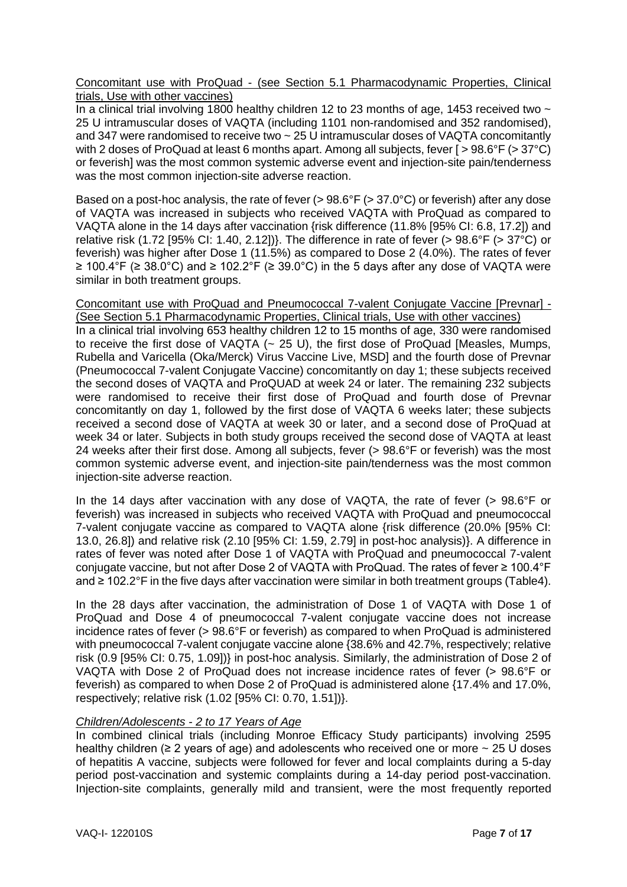<u>Concomitant use with ProQuad - (see Section 5.1 Pharmacodynamic Properties, Clinical trials, Use with other vaccines)</u>

In a clinical trial involving 1800 healthy children 12 to 23 months of age, 1453 received two ~ 25 U intramuscular doses of VAQTA (including 1101 non-randomised and 352 randomised), and 347 were randomised to receive two ~ 25 U intramuscular doses of VAQTA concomitantly with 2 doses of ProQuad at least 6 months apart. Among all subjects, fever [ > 98.6°F (> 37°C) or feverish] was the most common systemic adverse event and injection-site pain/tenderness was the most common injection-site adverse reaction.

Based on a post-hoc analysis, the rate of fever (> 98.6°F (> 37.0°C) or feverish) after any dose of VAQTA was increased in subjects who received VAQTA with ProQuad as compared to VAQTA alone in the 14 days after vaccination {risk difference (11.8% [95% CI: 6.8, 17.2]) and relative risk (1.72 [95% CI: 1.40, 2.12])}. The difference in rate of fever (> 98.6°F (> 37°C) or feverish) was higher after Dose 1 (11.5%) as compared to Dose 2 (4.0%). The rates of fever ≥ 100.4°F (≥ 38.0°C) and ≥ 102.2°F (≥ 39.0°C) in the 5 days after any dose of VAQTA were similar in both treatment groups.

<u>Concomitant use with ProQuad and Pneumococcal 7-valent Conjugate Vaccine [Prevnar] - (See Section 5.1 Pharmacodynamic Properties, Clinical trials, Use with other vaccines)</u>

In a clinical trial involving 653 healthy children 12 to 15 months of age, 330 were randomised to receive the first dose of VAQTA (~ 25 U), the first dose of ProQuad [Measles, Mumps, Rubella and Varicella (Oka/Merck) Virus Vaccine Live, MSD] and the fourth dose of Prevnar (Pneumococcal 7-valent Conjugate Vaccine) concomitantly on day 1; these subjects received the second doses of VAQTA and ProQUAD at week 24 or later. The remaining 232 subjects were randomised to receive their first dose of ProQuad and fourth dose of Prevnar concomitantly on day 1, followed by the first dose of VAQTA 6 weeks later; these subjects received a second dose of VAQTA at week 30 or later, and a second dose of ProQuad at week 34 or later. Subjects in both study groups received the second dose of VAQTA at least 24 weeks after their first dose. Among all subjects, fever (> 98.6°F or feverish) was the most common systemic adverse event, and injection-site pain/tenderness was the most common injection-site adverse reaction.

In the 14 days after vaccination with any dose of VAQTA, the rate of fever (> 98.6°F or feverish) was increased in subjects who received VAQTA with ProQuad and pneumococcal 7-valent conjugate vaccine as compared to VAQTA alone {risk difference (20.0% [95% CI: 13.0, 26.8]) and relative risk (2.10 [95% CI: 1.59, 2.79] in post-hoc analysis)}. A difference in rates of fever was noted after Dose 1 of VAQTA with ProQuad and pneumococcal 7-valent conjugate vaccine, but not after Dose 2 of VAQTA with ProQuad. The rates of fever ≥ 100.4°F and ≥ 102.2°F in the five days after vaccination were similar in both treatment groups (Table4).

In the 28 days after vaccination, the administration of Dose 1 of VAQTA with Dose 1 of ProQuad and Dose 4 of pneumococcal 7-valent conjugate vaccine does not increase incidence rates of fever (> 98.6°F or feverish) as compared to when ProQuad is administered with pneumococcal 7-valent conjugate vaccine alone {38.6% and 42.7%, respectively; relative risk (0.9 [95% CI: 0.75, 1.09])} in post-hoc analysis. Similarly, the administration of Dose 2 of VAQTA with Dose 2 of ProQuad does not increase incidence rates of fever (> 98.6°F or feverish) as compared to when Dose 2 of ProQuad is administered alone {17.4% and 17.0%, respectively; relative risk (1.02 [95% CI: 0.70, 1.51])}.

*<u>Children/Adolescents - 2 to 17 Years of Age</u>*

In combined clinical trials (including Monroe Efficacy Study participants) involving 2595 healthy children (≥ 2 years of age) and adolescents who received one or more ~ 25 U doses of hepatitis A vaccine, subjects were followed for fever and local complaints during a 5-day period post-vaccination and systemic complaints during a 14-day period post-vaccination. Injection-site complaints, generally mild and transient, were the most frequently reported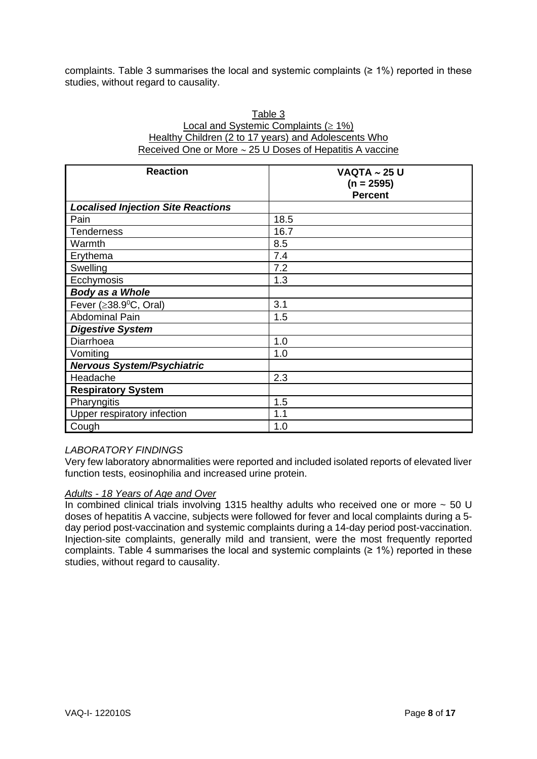complaints. Table 3 summarises the local and systemic complaints (≥ 1%) reported in these studies, without regard to causality.

Table 3
Local and Systemic Complaints (≥ 1%)
Healthy Children (2 to 17 years) and Adolescents Who
Received One or More ~ 25 U Doses of Hepatitis A vaccine

| Reaction | VAQTA ~ 25 U (n = 2595) Percent |
|---|---|
| ***Localised Injection Site Reactions*** | |
| Pain | 18.5 |
| Tenderness | 16.7 |
| Warmth | 8.5 |
| Erythema | 7.4 |
| Swelling | 7.2 |
| Ecchymosis | 1.3 |
| ***Body as a Whole*** | |
| Fever (≥38.9°C, Oral) | 3.1 |
| Abdominal Pain | 1.5 |
| ***Digestive System*** | |
| Diarrhoea | 1.0 |
| Vomiting | 1.0 |
| ***Nervous System/Psychiatric*** | |
| Headache | 2.3 |
| **Respiratory System** | |
| Pharyngitis | 1.5 |
| Upper respiratory infection | 1.1 |
| Cough | 1.0 |

*LABORATORY FINDINGS*

Very few laboratory abnormalities were reported and included isolated reports of elevated liver function tests, eosinophilia and increased urine protein.

*Adults - 18 Years of Age and Over*

In combined clinical trials involving 1315 healthy adults who received one or more ~ 50 U doses of hepatitis A vaccine, subjects were followed for fever and local complaints during a 5-day period post-vaccination and systemic complaints during a 14-day period post-vaccination. Injection-site complaints, generally mild and transient, were the most frequently reported complaints. Table 4 summarises the local and systemic complaints (≥ 1%) reported in these studies, without regard to causality.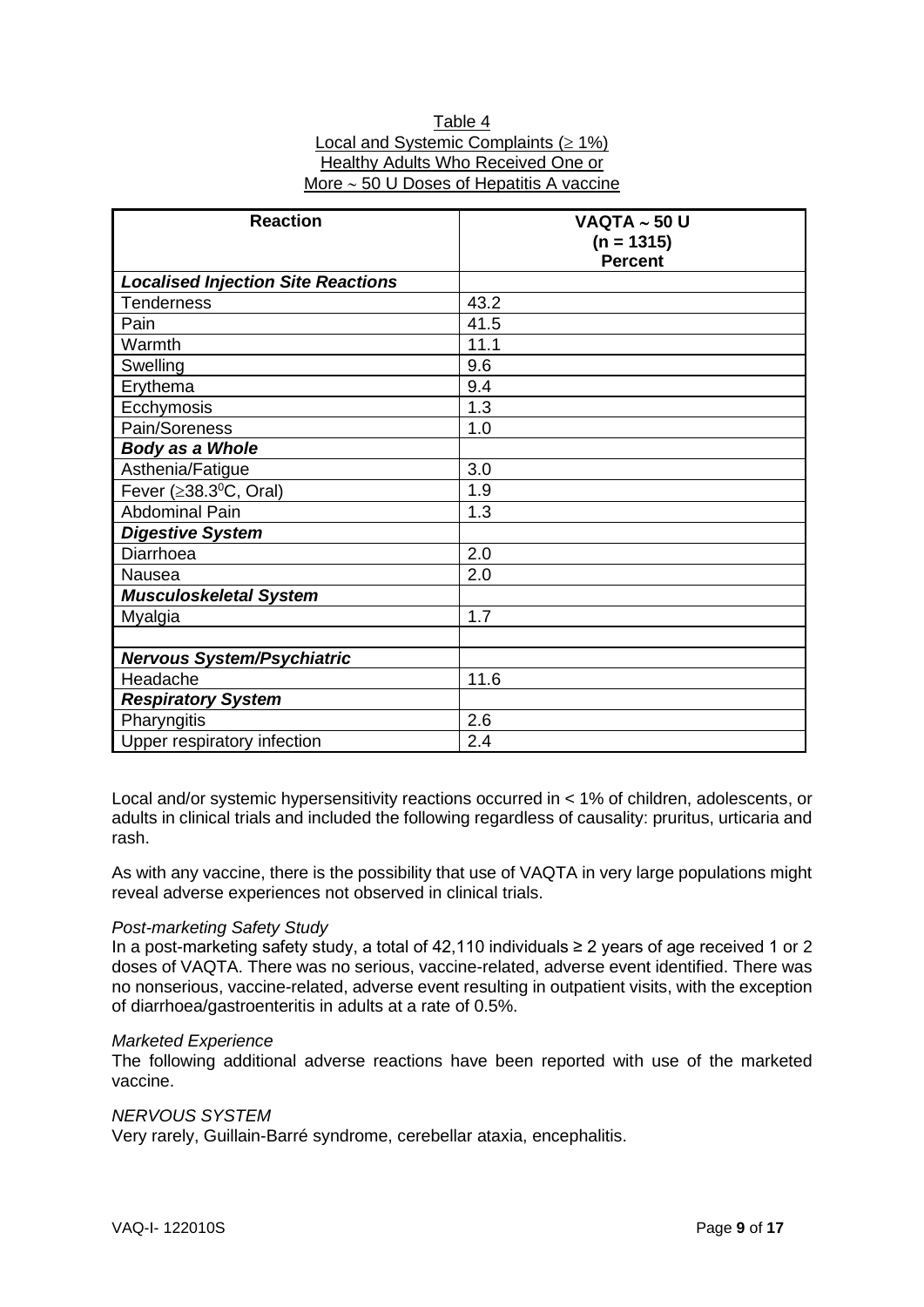Table 4
Local and Systemic Complaints (≥ 1%)
Healthy Adults Who Received One or More ~ 50 U Doses of Hepatitis A vaccine

| Reaction | VAQTA ~ 50 U (n = 1315) Percent |
|---|---|
| ***Localised Injection Site Reactions*** | |
| Tenderness | 43.2 |
| Pain | 41.5 |
| Warmth | 11.1 |
| Swelling | 9.6 |
| Erythema | 9.4 |
| Ecchymosis | 1.3 |
| Pain/Soreness | 1.0 |
| ***Body as a Whole*** | |
| Asthenia/Fatigue | 3.0 |
| Fever (≥38.3°C, Oral) | 1.9 |
| Abdominal Pain | 1.3 |
| ***Digestive System*** | |
| Diarrhoea | 2.0 |
| Nausea | 2.0 |
| ***Musculoskeletal System*** | |
| Myalgia | 1.7 |
| | |
| ***Nervous System/Psychiatric*** | |
| Headache | 11.6 |
| ***Respiratory System*** | |
| Pharyngitis | 2.6 |
| Upper respiratory infection | 2.4 |

Local and/or systemic hypersensitivity reactions occurred in < 1% of children, adolescents, or adults in clinical trials and included the following regardless of causality: pruritus, urticaria and rash.

As with any vaccine, there is the possibility that use of VAQTA in very large populations might reveal adverse experiences not observed in clinical trials.

*Post-marketing Safety Study*

In a post-marketing safety study, a total of 42,110 individuals ≥ 2 years of age received 1 or 2 doses of VAQTA. There was no serious, vaccine-related, adverse event identified. There was no nonserious, vaccine-related, adverse event resulting in outpatient visits, with the exception of diarrhoea/gastroenteritis in adults at a rate of 0.5%.

*Marketed Experience*

The following additional adverse reactions have been reported with use of the marketed vaccine.

*NERVOUS SYSTEM*

Very rarely, Guillain-Barré syndrome, cerebellar ataxia, encephalitis.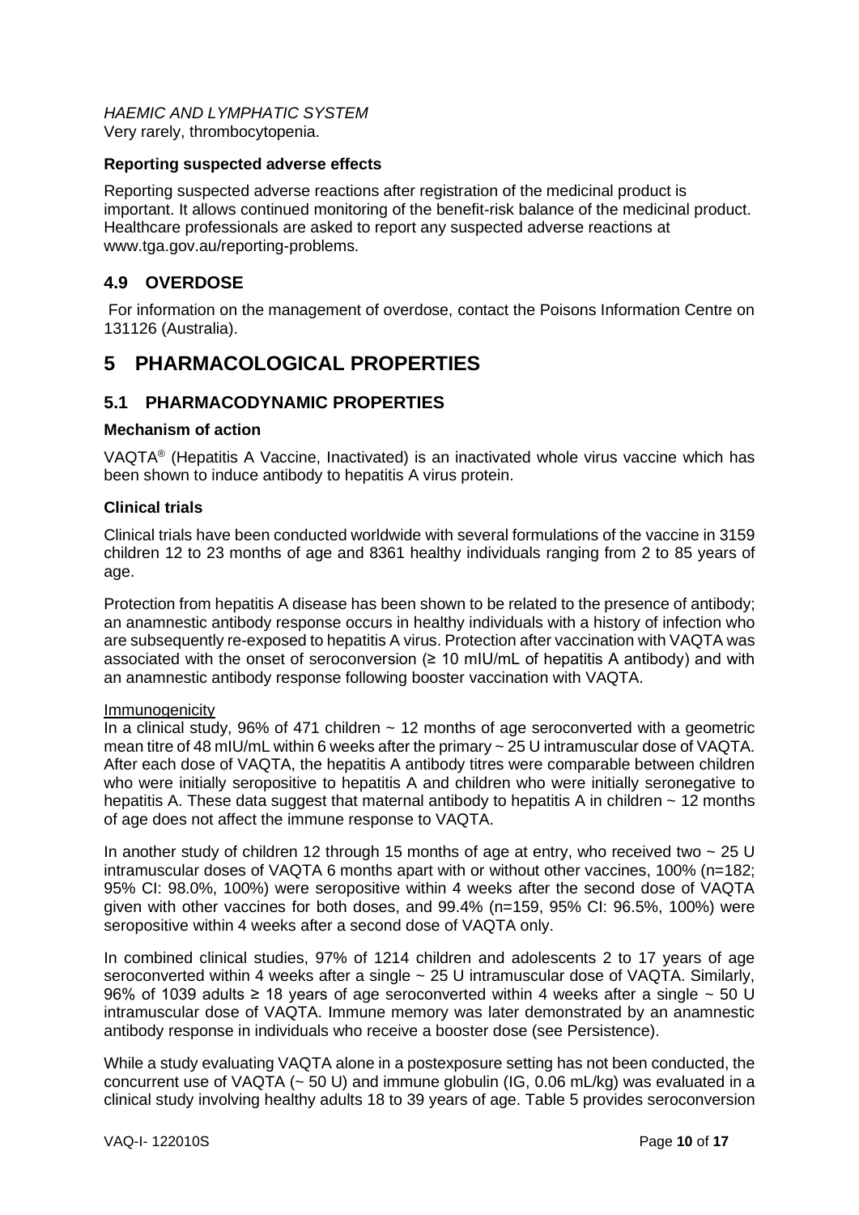*HAEMIC AND LYMPHATIC SYSTEM*

Very rarely, thrombocytopenia.

**Reporting suspected adverse effects**

Reporting suspected adverse reactions after registration of the medicinal product is important. It allows continued monitoring of the benefit-risk balance of the medicinal product. Healthcare professionals are asked to report any suspected adverse reactions at www.tga.gov.au/reporting-problems.

## 4.9 OVERDOSE

For information on the management of overdose, contact the Poisons Information Centre on 131126 (Australia).

# 5 PHARMACOLOGICAL PROPERTIES

## 5.1 PHARMACODYNAMIC PROPERTIES

**Mechanism of action**

VAQTA® (Hepatitis A Vaccine, Inactivated) is an inactivated whole virus vaccine which has been shown to induce antibody to hepatitis A virus protein.

**Clinical trials**

Clinical trials have been conducted worldwide with several formulations of the vaccine in 3159 children 12 to 23 months of age and 8361 healthy individuals ranging from 2 to 85 years of age.

Protection from hepatitis A disease has been shown to be related to the presence of antibody; an anamnestic antibody response occurs in healthy individuals with a history of infection who are subsequently re-exposed to hepatitis A virus. Protection after vaccination with VAQTA was associated with the onset of seroconversion (≥ 10 mIU/mL of hepatitis A antibody) and with an anamnestic antibody response following booster vaccination with VAQTA.

Immunogenicity

In a clinical study, 96% of 471 children ~ 12 months of age seroconverted with a geometric mean titre of 48 mIU/mL within 6 weeks after the primary ~ 25 U intramuscular dose of VAQTA. After each dose of VAQTA, the hepatitis A antibody titres were comparable between children who were initially seropositive to hepatitis A and children who were initially seronegative to hepatitis A. These data suggest that maternal antibody to hepatitis A in children ~ 12 months of age does not affect the immune response to VAQTA.

In another study of children 12 through 15 months of age at entry, who received two ~ 25 U intramuscular doses of VAQTA 6 months apart with or without other vaccines, 100% (n=182; 95% CI: 98.0%, 100%) were seropositive within 4 weeks after the second dose of VAQTA given with other vaccines for both doses, and 99.4% (n=159, 95% CI: 96.5%, 100%) were seropositive within 4 weeks after a second dose of VAQTA only.

In combined clinical studies, 97% of 1214 children and adolescents 2 to 17 years of age seroconverted within 4 weeks after a single ~ 25 U intramuscular dose of VAQTA. Similarly, 96% of 1039 adults ≥ 18 years of age seroconverted within 4 weeks after a single ~ 50 U intramuscular dose of VAQTA. Immune memory was later demonstrated by an anamnestic antibody response in individuals who receive a booster dose (see Persistence).

While a study evaluating VAQTA alone in a postexposure setting has not been conducted, the concurrent use of VAQTA (~ 50 U) and immune globulin (IG, 0.06 mL/kg) was evaluated in a clinical study involving healthy adults 18 to 39 years of age. Table 5 provides seroconversion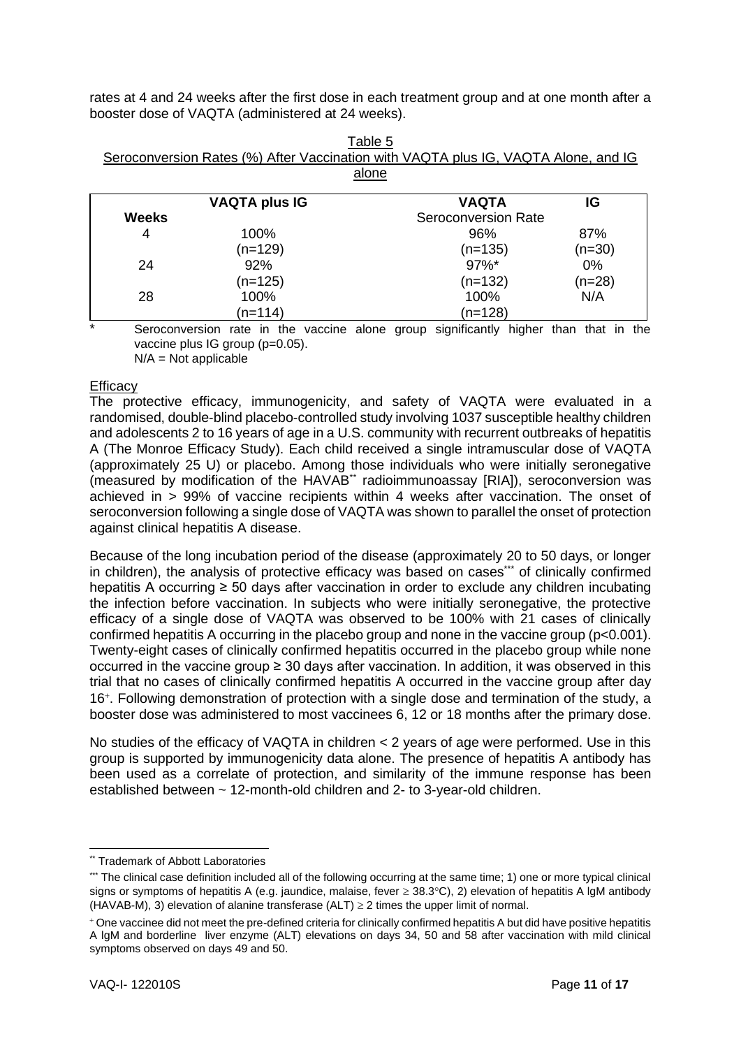rates at 4 and 24 weeks after the first dose in each treatment group and at one month after a booster dose of VAQTA (administered at 24 weeks).

Table 5
Seroconversion Rates (%) After Vaccination with VAQTA plus IG, VAQTA Alone, and IG alone

| | VAQTA plus IG | VAQTA | IG |
|---|---|---|---|
| **Weeks** | | Seroconversion Rate | |
| 4 | 100% (n=129) | 96% (n=135) | 87% (n=30) |
| 24 | 92% (n=125) | 97%* (n=132) | 0% (n=28) |
| 28 | 100% (n=114) | 100% (n=128) | N/A |

\* Seroconversion rate in the vaccine alone group significantly higher than that in the vaccine plus IG group (p=0.05).
N/A = Not applicable

Efficacy

The protective efficacy, immunogenicity, and safety of VAQTA were evaluated in a randomised, double-blind placebo-controlled study involving 1037 susceptible healthy children and adolescents 2 to 16 years of age in a U.S. community with recurrent outbreaks of hepatitis A (The Monroe Efficacy Study). Each child received a single intramuscular dose of VAQTA (approximately 25 U) or placebo. Among those individuals who were initially seronegative (measured by modification of the HAVAB[**] radioimmunoassay [RIA]), seroconversion was achieved in > 99% of vaccine recipients within 4 weeks after vaccination. The onset of seroconversion following a single dose of VAQTA was shown to parallel the onset of protection against clinical hepatitis A disease.

Because of the long incubation period of the disease (approximately 20 to 50 days, or longer in children), the analysis of protective efficacy was based on cases[***] of clinically confirmed hepatitis A occurring ≥ 50 days after vaccination in order to exclude any children incubating the infection before vaccination. In subjects who were initially seronegative, the protective efficacy of a single dose of VAQTA was observed to be 100% with 21 cases of clinically confirmed hepatitis A occurring in the placebo group and none in the vaccine group (p<0.001). Twenty-eight cases of clinically confirmed hepatitis occurred in the placebo group while none occurred in the vaccine group ≥ 30 days after vaccination. In addition, it was observed in this trial that no cases of clinically confirmed hepatitis A occurred in the vaccine group after day 16[+]. Following demonstration of protection with a single dose and termination of the study, a booster dose was administered to most vaccinees 6, 12 or 18 months after the primary dose.

No studies of the efficacy of VAQTA in children < 2 years of age were performed. Use in this group is supported by immunogenicity data alone. The presence of hepatitis A antibody has been used as a correlate of protection, and similarity of the immune response has been established between ~ 12-month-old children and 2- to 3-year-old children.

---

[**] Trademark of Abbott Laboratories

[***] The clinical case definition included all of the following occurring at the same time; 1) one or more typical clinical signs or symptoms of hepatitis A (e.g. jaundice, malaise, fever ≥ 38.3°C), 2) elevation of hepatitis A IgM antibody (HAVAB-M), 3) elevation of alanine transferase (ALT) ≥ 2 times the upper limit of normal.

[+] One vaccinee did not meet the pre-defined criteria for clinically confirmed hepatitis A but did have positive hepatitis A IgM and borderline liver enzyme (ALT) elevations on days 34, 50 and 58 after vaccination with mild clinical symptoms observed on days 49 and 50.

VAQ-I- 122010S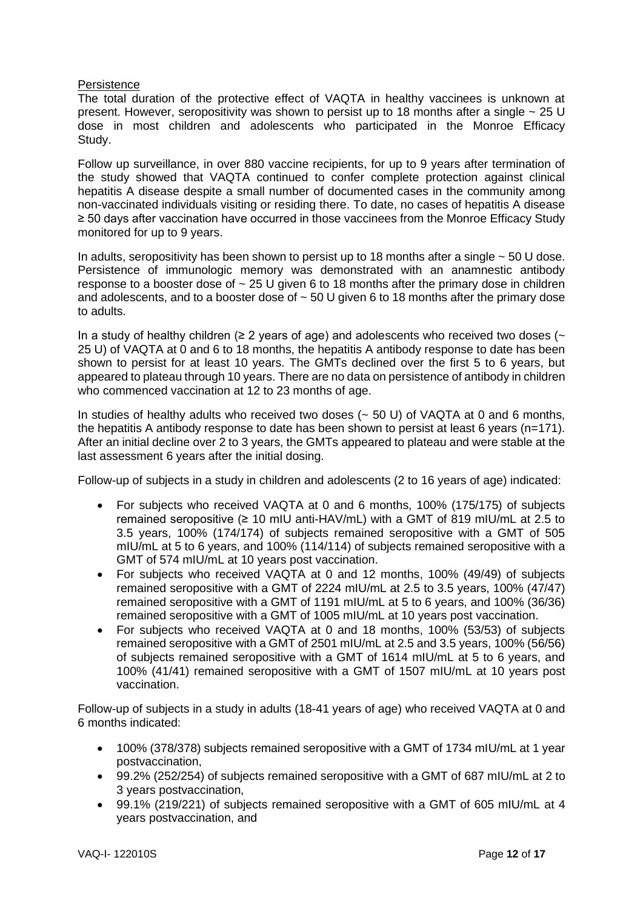Persistence

The total duration of the protective effect of VAQTA in healthy vaccinees is unknown at present. However, seropositivity was shown to persist up to 18 months after a single ~ 25 U dose in most children and adolescents who participated in the Monroe Efficacy Study.

Follow up surveillance, in over 880 vaccine recipients, for up to 9 years after termination of the study showed that VAQTA continued to confer complete protection against clinical hepatitis A disease despite a small number of documented cases in the community among non-vaccinated individuals visiting or residing there. To date, no cases of hepatitis A disease ≥ 50 days after vaccination have occurred in those vaccinees from the Monroe Efficacy Study monitored for up to 9 years.

In adults, seropositivity has been shown to persist up to 18 months after a single ~ 50 U dose. Persistence of immunologic memory was demonstrated with an anamnestic antibody response to a booster dose of ~ 25 U given 6 to 18 months after the primary dose in children and adolescents, and to a booster dose of ~ 50 U given 6 to 18 months after the primary dose to adults.

In a study of healthy children (≥ 2 years of age) and adolescents who received two doses (~ 25 U) of VAQTA at 0 and 6 to 18 months, the hepatitis A antibody response to date has been shown to persist for at least 10 years. The GMTs declined over the first 5 to 6 years, but appeared to plateau through 10 years. There are no data on persistence of antibody in children who commenced vaccination at 12 to 23 months of age.

In studies of healthy adults who received two doses (~ 50 U) of VAQTA at 0 and 6 months, the hepatitis A antibody response to date has been shown to persist at least 6 years (n=171). After an initial decline over 2 to 3 years, the GMTs appeared to plateau and were stable at the last assessment 6 years after the initial dosing.

Follow-up of subjects in a study in children and adolescents (2 to 16 years of age) indicated:

- For subjects who received VAQTA at 0 and 6 months, 100% (175/175) of subjects remained seropositive (≥ 10 mIU anti-HAV/mL) with a GMT of 819 mIU/mL at 2.5 to 3.5 years, 100% (174/174) of subjects remained seropositive with a GMT of 505 mIU/mL at 5 to 6 years, and 100% (114/114) of subjects remained seropositive with a GMT of 574 mIU/mL at 10 years post vaccination.
- For subjects who received VAQTA at 0 and 12 months, 100% (49/49) of subjects remained seropositive with a GMT of 2224 mIU/mL at 2.5 to 3.5 years, 100% (47/47) remained seropositive with a GMT of 1191 mIU/mL at 5 to 6 years, and 100% (36/36) remained seropositive with a GMT of 1005 mIU/mL at 10 years post vaccination.
- For subjects who received VAQTA at 0 and 18 months, 100% (53/53) of subjects remained seropositive with a GMT of 2501 mIU/mL at 2.5 and 3.5 years, 100% (56/56) of subjects remained seropositive with a GMT of 1614 mIU/mL at 5 to 6 years, and 100% (41/41) remained seropositive with a GMT of 1507 mIU/mL at 10 years post vaccination.

Follow-up of subjects in a study in adults (18-41 years of age) who received VAQTA at 0 and 6 months indicated:

- 100% (378/378) subjects remained seropositive with a GMT of 1734 mIU/mL at 1 year postvaccination,
- 99.2% (252/254) of subjects remained seropositive with a GMT of 687 mIU/mL at 2 to 3 years postvaccination,
- 99.1% (219/221) of subjects remained seropositive with a GMT of 605 mIU/mL at 4 years postvaccination, and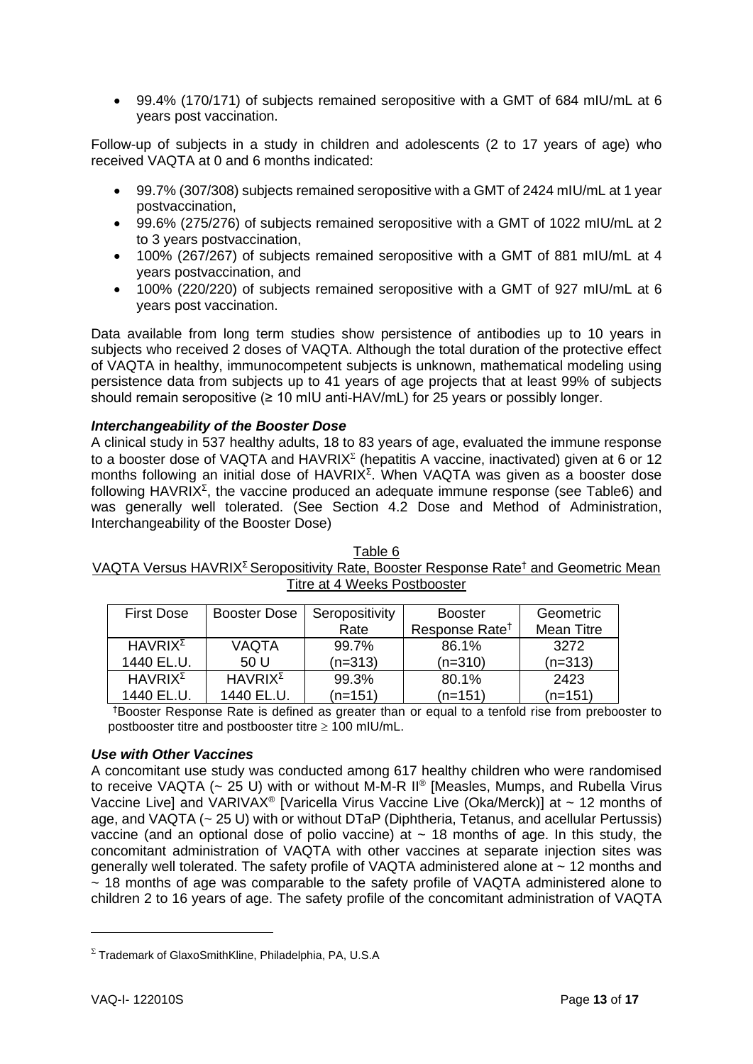- 99.4% (170/171) of subjects remained seropositive with a GMT of 684 mIU/mL at 6 years post vaccination.

Follow-up of subjects in a study in children and adolescents (2 to 17 years of age) who received VAQTA at 0 and 6 months indicated:

- 99.7% (307/308) subjects remained seropositive with a GMT of 2424 mIU/mL at 1 year postvaccination,
- 99.6% (275/276) of subjects remained seropositive with a GMT of 1022 mIU/mL at 2 to 3 years postvaccination,
- 100% (267/267) of subjects remained seropositive with a GMT of 881 mIU/mL at 4 years postvaccination, and
- 100% (220/220) of subjects remained seropositive with a GMT of 927 mIU/mL at 6 years post vaccination.

Data available from long term studies show persistence of antibodies up to 10 years in subjects who received 2 doses of VAQTA. Although the total duration of the protective effect of VAQTA in healthy, immunocompetent subjects is unknown, mathematical modeling using persistence data from subjects up to 41 years of age projects that at least 99% of subjects should remain seropositive (≥ 10 mIU anti-HAV/mL) for 25 years or possibly longer.

***Interchangeability of the Booster Dose***

A clinical study in 537 healthy adults, 18 to 83 years of age, evaluated the immune response to a booster dose of VAQTA and HAVRIX$^{\Sigma}$ (hepatitis A vaccine, inactivated) given at 6 or 12 months following an initial dose of HAVRIX$^{\Sigma}$. When VAQTA was given as a booster dose following HAVRIX$^{\Sigma}$, the vaccine produced an adequate immune response (see Table6) and was generally well tolerated. (See Section 4.2 Dose and Method of Administration, Interchangeability of the Booster Dose)

Table 6

VAQTA Versus HAVRIX$^{\Sigma}$ Seropositivity Rate, Booster Response Rate† and Geometric Mean Titre at 4 Weeks Postbooster

| First Dose | Booster Dose | Seropositivity Rate | Booster Response Rate† | Geometric Mean Titre |
|---|---|---|---|---|
| HAVRIX$^{\Sigma}$ 1440 EL.U. | VAQTA 50 U | 99.7% (n=313) | 86.1% (n=310) | 3272 (n=313) |
| HAVRIX$^{\Sigma}$ 1440 EL.U. | HAVRIX$^{\Sigma}$ 1440 EL.U. | 99.3% (n=151) | 80.1% (n=151) | 2423 (n=151) |

†Booster Response Rate is defined as greater than or equal to a tenfold rise from prebooster to postbooster titre and postbooster titre ≥ 100 mIU/mL.

***Use with Other Vaccines***

A concomitant use study was conducted among 617 healthy children who were randomised to receive VAQTA (~ 25 U) with or without M-M-R II® [Measles, Mumps, and Rubella Virus Vaccine Live] and VARIVAX® [Varicella Virus Vaccine Live (Oka/Merck)] at ~ 12 months of age, and VAQTA (~ 25 U) with or without DTaP (Diphtheria, Tetanus, and acellular Pertussis) vaccine (and an optional dose of polio vaccine) at ~ 18 months of age. In this study, the concomitant administration of VAQTA with other vaccines at separate injection sites was generally well tolerated. The safety profile of VAQTA administered alone at ~ 12 months and ~ 18 months of age was comparable to the safety profile of VAQTA administered alone to children 2 to 16 years of age. The safety profile of the concomitant administration of VAQTA

$^{\Sigma}$ Trademark of GlaxoSmithKline, Philadelphia, PA, U.S.A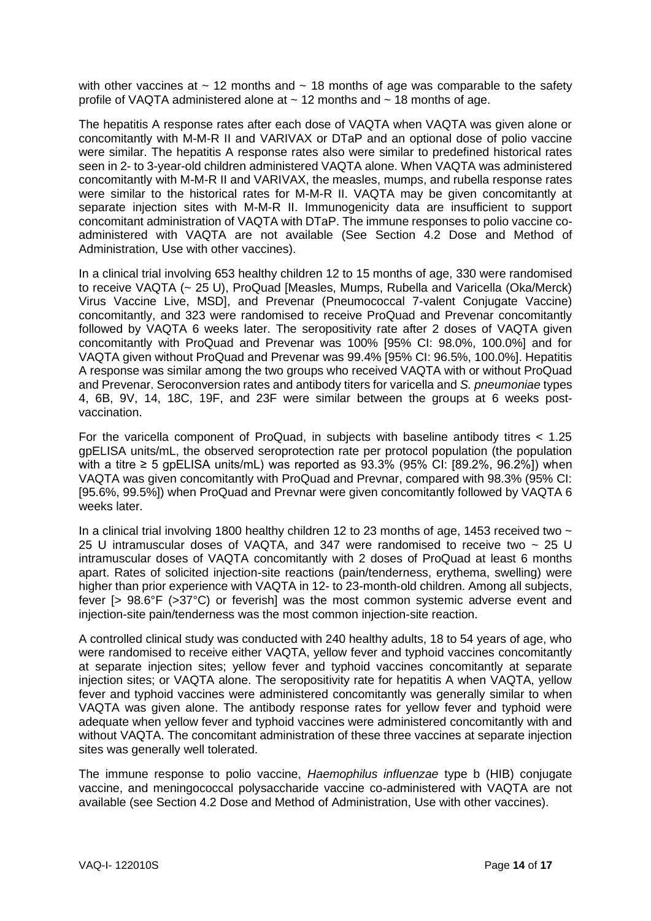with other vaccines at ~ 12 months and ~ 18 months of age was comparable to the safety profile of VAQTA administered alone at ~ 12 months and ~ 18 months of age.

The hepatitis A response rates after each dose of VAQTA when VAQTA was given alone or concomitantly with M-M-R II and VARIVAX or DTaP and an optional dose of polio vaccine were similar. The hepatitis A response rates also were similar to predefined historical rates seen in 2- to 3-year-old children administered VAQTA alone. When VAQTA was administered concomitantly with M-M-R II and VARIVAX, the measles, mumps, and rubella response rates were similar to the historical rates for M-M-R II. VAQTA may be given concomitantly at separate injection sites with M-M-R II. Immunogenicity data are insufficient to support concomitant administration of VAQTA with DTaP. The immune responses to polio vaccine co-administered with VAQTA are not available (See Section 4.2 Dose and Method of Administration, Use with other vaccines).

In a clinical trial involving 653 healthy children 12 to 15 months of age, 330 were randomised to receive VAQTA (~ 25 U), ProQuad [Measles, Mumps, Rubella and Varicella (Oka/Merck) Virus Vaccine Live, MSD], and Prevenar (Pneumococcal 7-valent Conjugate Vaccine) concomitantly, and 323 were randomised to receive ProQuad and Prevenar concomitantly followed by VAQTA 6 weeks later. The seropositivity rate after 2 doses of VAQTA given concomitantly with ProQuad and Prevenar was 100% [95% CI: 98.0%, 100.0%] and for VAQTA given without ProQuad and Prevenar was 99.4% [95% CI: 96.5%, 100.0%]. Hepatitis A response was similar among the two groups who received VAQTA with or without ProQuad and Prevenar. Seroconversion rates and antibody titers for varicella and *S. pneumoniae* types 4, 6B, 9V, 14, 18C, 19F, and 23F were similar between the groups at 6 weeks post-vaccination.

For the varicella component of ProQuad, in subjects with baseline antibody titres < 1.25 gpELISA units/mL, the observed seroprotection rate per protocol population (the population with a titre ≥ 5 gpELISA units/mL) was reported as 93.3% (95% CI: [89.2%, 96.2%]) when VAQTA was given concomitantly with ProQuad and Prevnar, compared with 98.3% (95% CI: [95.6%, 99.5%]) when ProQuad and Prevnar were given concomitantly followed by VAQTA 6 weeks later.

In a clinical trial involving 1800 healthy children 12 to 23 months of age, 1453 received two ~ 25 U intramuscular doses of VAQTA, and 347 were randomised to receive two ~ 25 U intramuscular doses of VAQTA concomitantly with 2 doses of ProQuad at least 6 months apart. Rates of solicited injection-site reactions (pain/tenderness, erythema, swelling) were higher than prior experience with VAQTA in 12- to 23-month-old children. Among all subjects, fever [> 98.6°F (>37°C) or feverish] was the most common systemic adverse event and injection-site pain/tenderness was the most common injection-site reaction.

A controlled clinical study was conducted with 240 healthy adults, 18 to 54 years of age, who were randomised to receive either VAQTA, yellow fever and typhoid vaccines concomitantly at separate injection sites; yellow fever and typhoid vaccines concomitantly at separate injection sites; or VAQTA alone. The seropositivity rate for hepatitis A when VAQTA, yellow fever and typhoid vaccines were administered concomitantly was generally similar to when VAQTA was given alone. The antibody response rates for yellow fever and typhoid were adequate when yellow fever and typhoid vaccines were administered concomitantly with and without VAQTA. The concomitant administration of these three vaccines at separate injection sites was generally well tolerated.

The immune response to polio vaccine, *Haemophilus influenzae* type b (HIB) conjugate vaccine, and meningococcal polysaccharide vaccine co-administered with VAQTA are not available (see Section 4.2 Dose and Method of Administration, Use with other vaccines).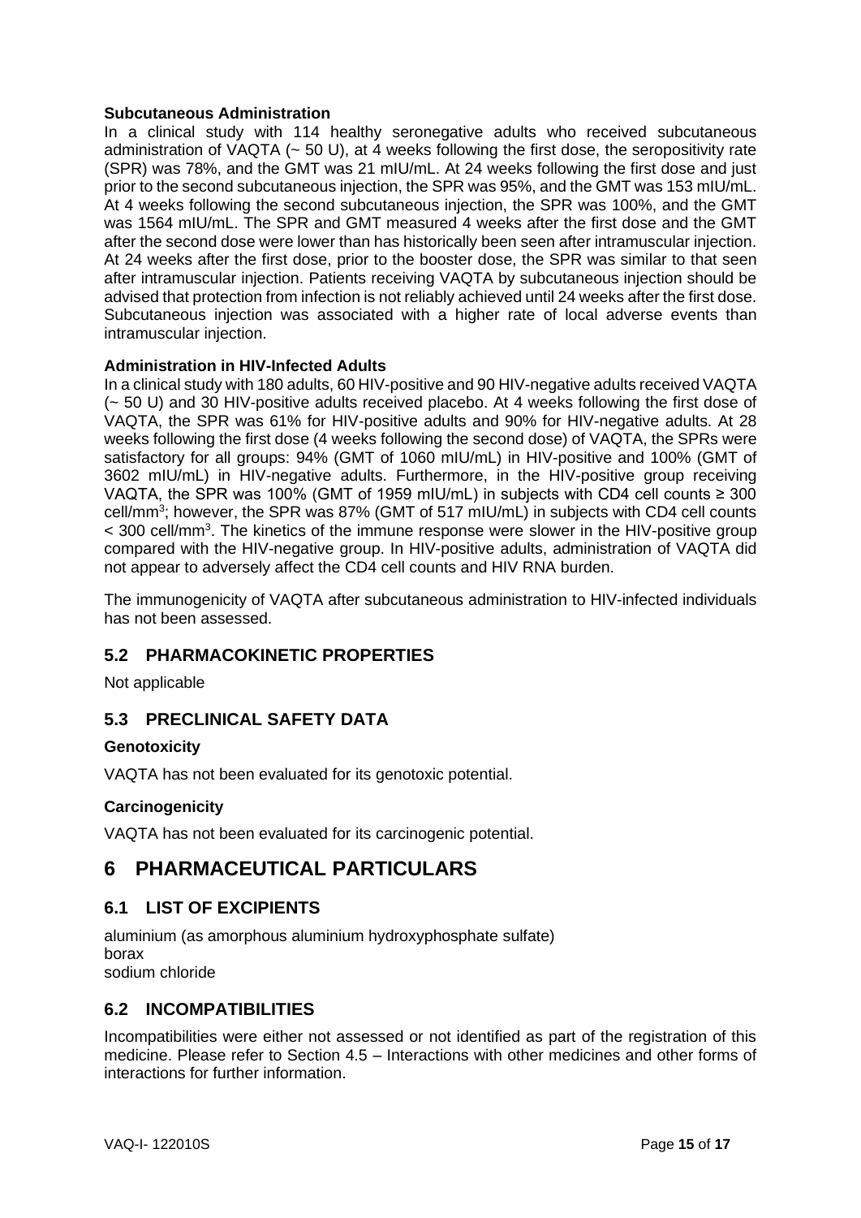**Subcutaneous Administration**

In a clinical study with 114 healthy seronegative adults who received subcutaneous administration of VAQTA (~ 50 U), at 4 weeks following the first dose, the seropositivity rate (SPR) was 78%, and the GMT was 21 mIU/mL. At 24 weeks following the first dose and just prior to the second subcutaneous injection, the SPR was 95%, and the GMT was 153 mIU/mL. At 4 weeks following the second subcutaneous injection, the SPR was 100%, and the GMT was 1564 mIU/mL. The SPR and GMT measured 4 weeks after the first dose and the GMT after the second dose were lower than has historically been seen after intramuscular injection. At 24 weeks after the first dose, prior to the booster dose, the SPR was similar to that seen after intramuscular injection. Patients receiving VAQTA by subcutaneous injection should be advised that protection from infection is not reliably achieved until 24 weeks after the first dose. Subcutaneous injection was associated with a higher rate of local adverse events than intramuscular injection.

**Administration in HIV-Infected Adults**

In a clinical study with 180 adults, 60 HIV-positive and 90 HIV-negative adults received VAQTA (~ 50 U) and 30 HIV-positive adults received placebo. At 4 weeks following the first dose of VAQTA, the SPR was 61% for HIV-positive adults and 90% for HIV-negative adults. At 28 weeks following the first dose (4 weeks following the second dose) of VAQTA, the SPRs were satisfactory for all groups: 94% (GMT of 1060 mIU/mL) in HIV-positive and 100% (GMT of 3602 mIU/mL) in HIV-negative adults. Furthermore, in the HIV-positive group receiving VAQTA, the SPR was 100% (GMT of 1959 mIU/mL) in subjects with CD4 cell counts ≥ 300 cell/mm$^3$; however, the SPR was 87% (GMT of 517 mIU/mL) in subjects with CD4 cell counts < 300 cell/mm$^3$. The kinetics of the immune response were slower in the HIV-positive group compared with the HIV-negative group. In HIV-positive adults, administration of VAQTA did not appear to adversely affect the CD4 cell counts and HIV RNA burden.

The immunogenicity of VAQTA after subcutaneous administration to HIV-infected individuals has not been assessed.

## 5.2 PHARMACOKINETIC PROPERTIES

Not applicable

## 5.3 PRECLINICAL SAFETY DATA

**Genotoxicity**

VAQTA has not been evaluated for its genotoxic potential.

**Carcinogenicity**

VAQTA has not been evaluated for its carcinogenic potential.

# 6 PHARMACEUTICAL PARTICULARS

## 6.1 LIST OF EXCIPIENTS

aluminium (as amorphous aluminium hydroxyphosphate sulfate)
borax
sodium chloride

## 6.2 INCOMPATIBILITIES

Incompatibilities were either not assessed or not identified as part of the registration of this medicine. Please refer to Section 4.5 – Interactions with other medicines and other forms of interactions for further information.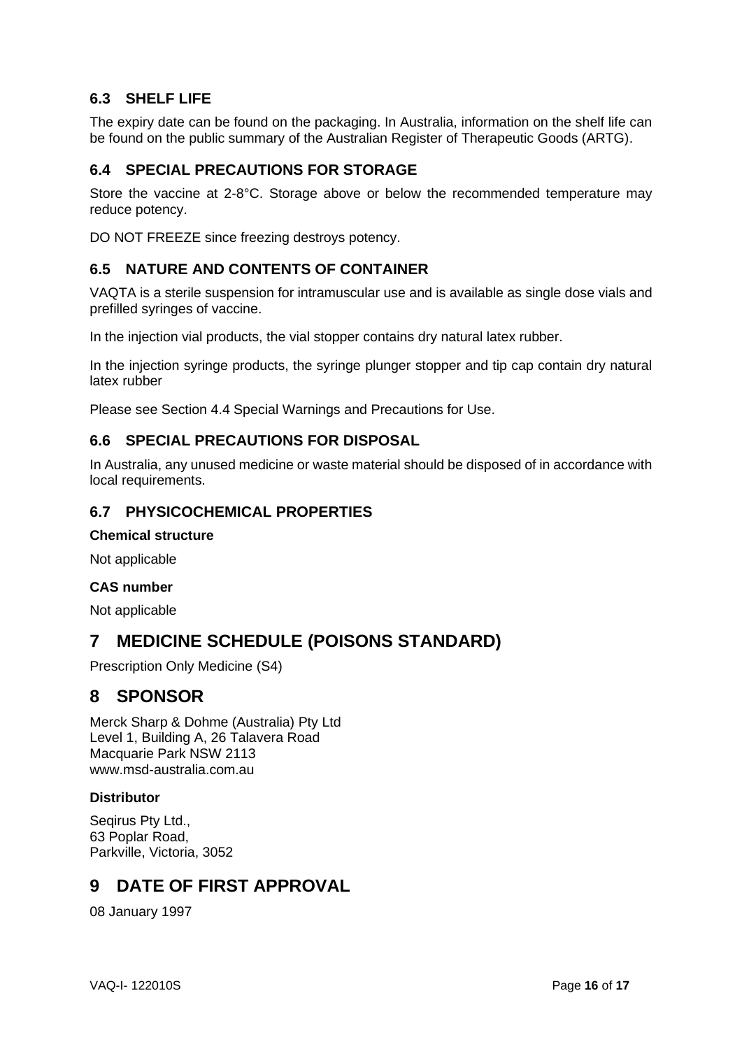### 6.3 SHELF LIFE

The expiry date can be found on the packaging. In Australia, information on the shelf life can be found on the public summary of the Australian Register of Therapeutic Goods (ARTG).

### 6.4 SPECIAL PRECAUTIONS FOR STORAGE

Store the vaccine at 2-8°C. Storage above or below the recommended temperature may reduce potency.

DO NOT FREEZE since freezing destroys potency.

### 6.5 NATURE AND CONTENTS OF CONTAINER

VAQTA is a sterile suspension for intramuscular use and is available as single dose vials and prefilled syringes of vaccine.

In the injection vial products, the vial stopper contains dry natural latex rubber.

In the injection syringe products, the syringe plunger stopper and tip cap contain dry natural latex rubber

Please see Section 4.4 Special Warnings and Precautions for Use.

### 6.6 SPECIAL PRECAUTIONS FOR DISPOSAL

In Australia, any unused medicine or waste material should be disposed of in accordance with local requirements.

### 6.7 PHYSICOCHEMICAL PROPERTIES

**Chemical structure**

Not applicable

**CAS number**

Not applicable

## 7 MEDICINE SCHEDULE (POISONS STANDARD)

Prescription Only Medicine (S4)

## 8 SPONSOR

Merck Sharp & Dohme (Australia) Pty Ltd
Level 1, Building A, 26 Talavera Road
Macquarie Park NSW 2113
www.msd-australia.com.au

**Distributor**

Seqirus Pty Ltd.,
63 Poplar Road,
Parkville, Victoria, 3052

## 9 DATE OF FIRST APPROVAL

08 January 1997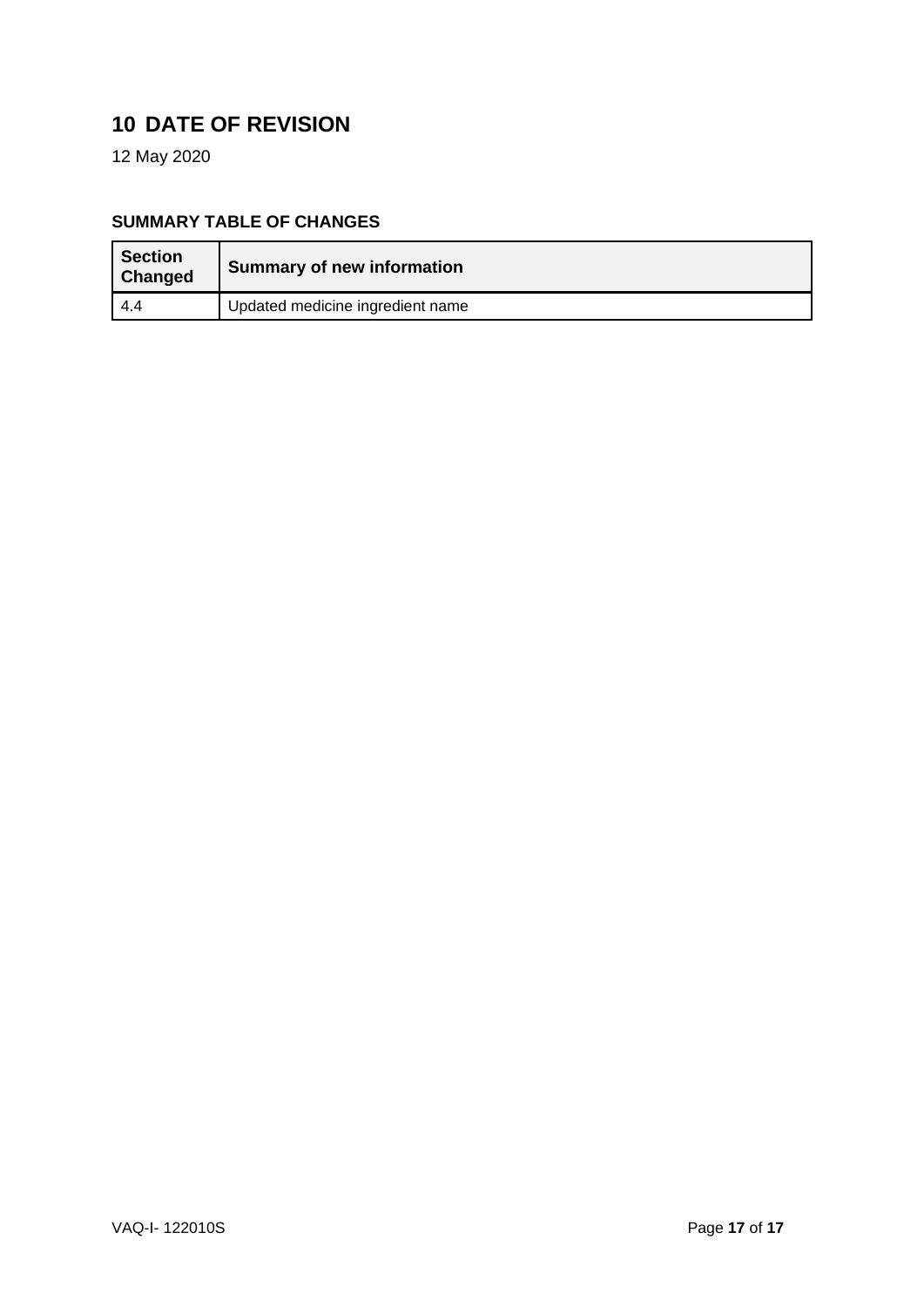# 10 DATE OF REVISION

12 May 2020

**SUMMARY TABLE OF CHANGES**

| Section Changed | Summary of new information |
|---|---|
| 4.4 | Updated medicine ingredient name |

VAQ-I- 122010S